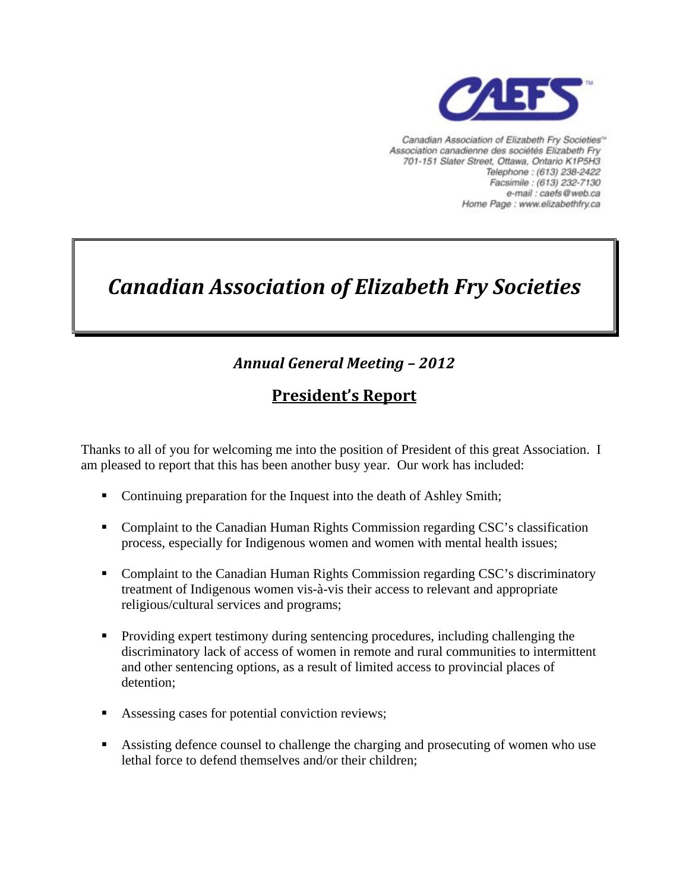CAEFS™

Canadian Association of Elizabeth Fry Societies™
Association canadienne des sociétés Elizabeth Fry
701-151 Slater Street, Ottawa, Ontario K1P5H3
Telephone : (613) 238-2422
Facsimile : (613) 232-7130
e-mail : caefs@web.ca
Home Page : www.elizabethfry.ca

# *Canadian Association of Elizabeth Fry Societies*

## *Annual General Meeting – 2012*

## President's Report

Thanks to all of you for welcoming me into the position of President of this great Association. I am pleased to report that this has been another busy year. Our work has included:

- Continuing preparation for the Inquest into the death of Ashley Smith;
- Complaint to the Canadian Human Rights Commission regarding CSC's classification process, especially for Indigenous women and women with mental health issues;
- Complaint to the Canadian Human Rights Commission regarding CSC's discriminatory treatment of Indigenous women vis-à-vis their access to relevant and appropriate religious/cultural services and programs;
- Providing expert testimony during sentencing procedures, including challenging the discriminatory lack of access of women in remote and rural communities to intermittent and other sentencing options, as a result of limited access to provincial places of detention;
- Assessing cases for potential conviction reviews;
- Assisting defence counsel to challenge the charging and prosecuting of women who use lethal force to defend themselves and/or their children;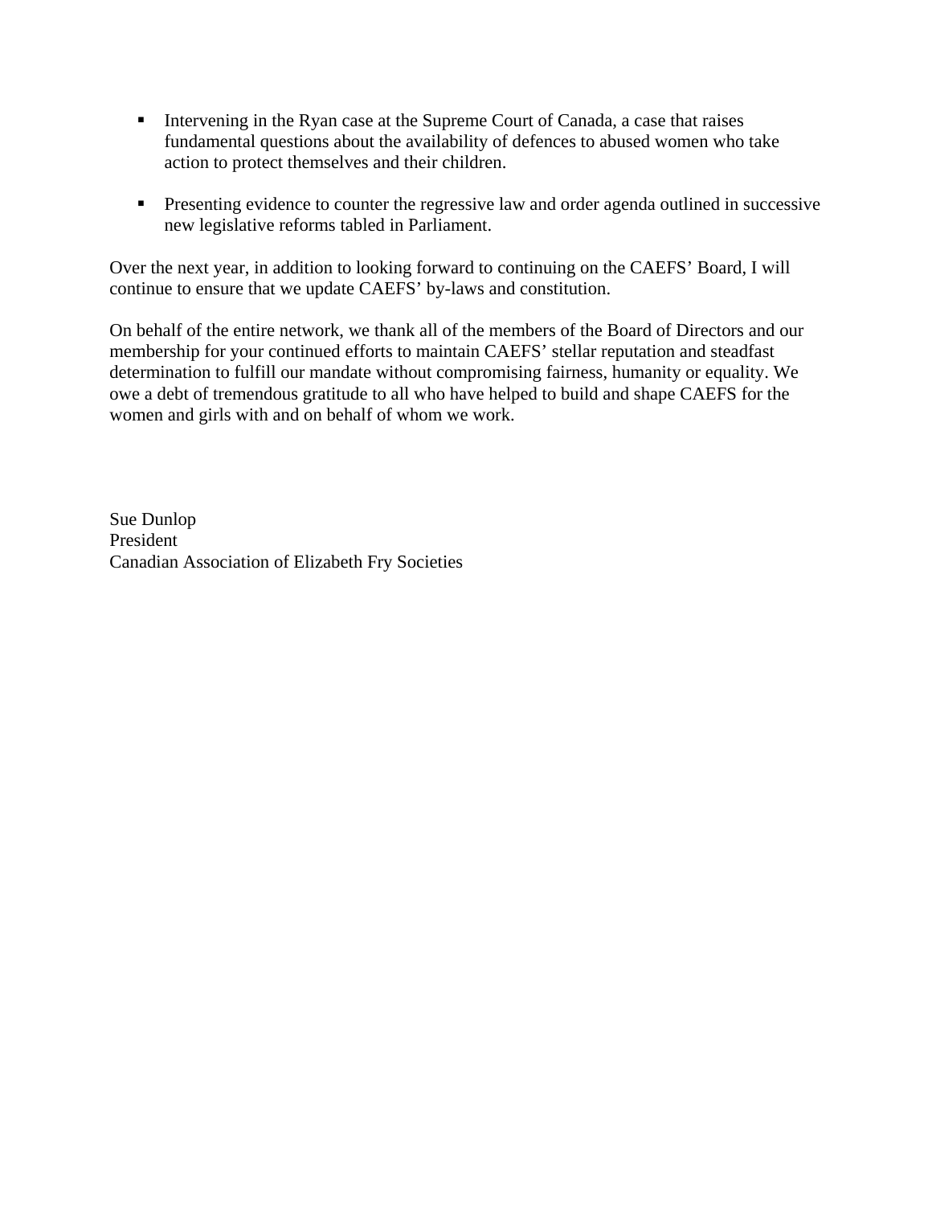- Intervening in the Ryan case at the Supreme Court of Canada, a case that raises fundamental questions about the availability of defences to abused women who take action to protect themselves and their children.

- Presenting evidence to counter the regressive law and order agenda outlined in successive new legislative reforms tabled in Parliament.

Over the next year, in addition to looking forward to continuing on the CAEFS' Board, I will continue to ensure that we update CAEFS' by-laws and constitution.

On behalf of the entire network, we thank all of the members of the Board of Directors and our membership for your continued efforts to maintain CAEFS' stellar reputation and steadfast determination to fulfill our mandate without compromising fairness, humanity or equality. We owe a debt of tremendous gratitude to all who have helped to build and shape CAEFS for the women and girls with and on behalf of whom we work.

Sue Dunlop
President
Canadian Association of Elizabeth Fry Societies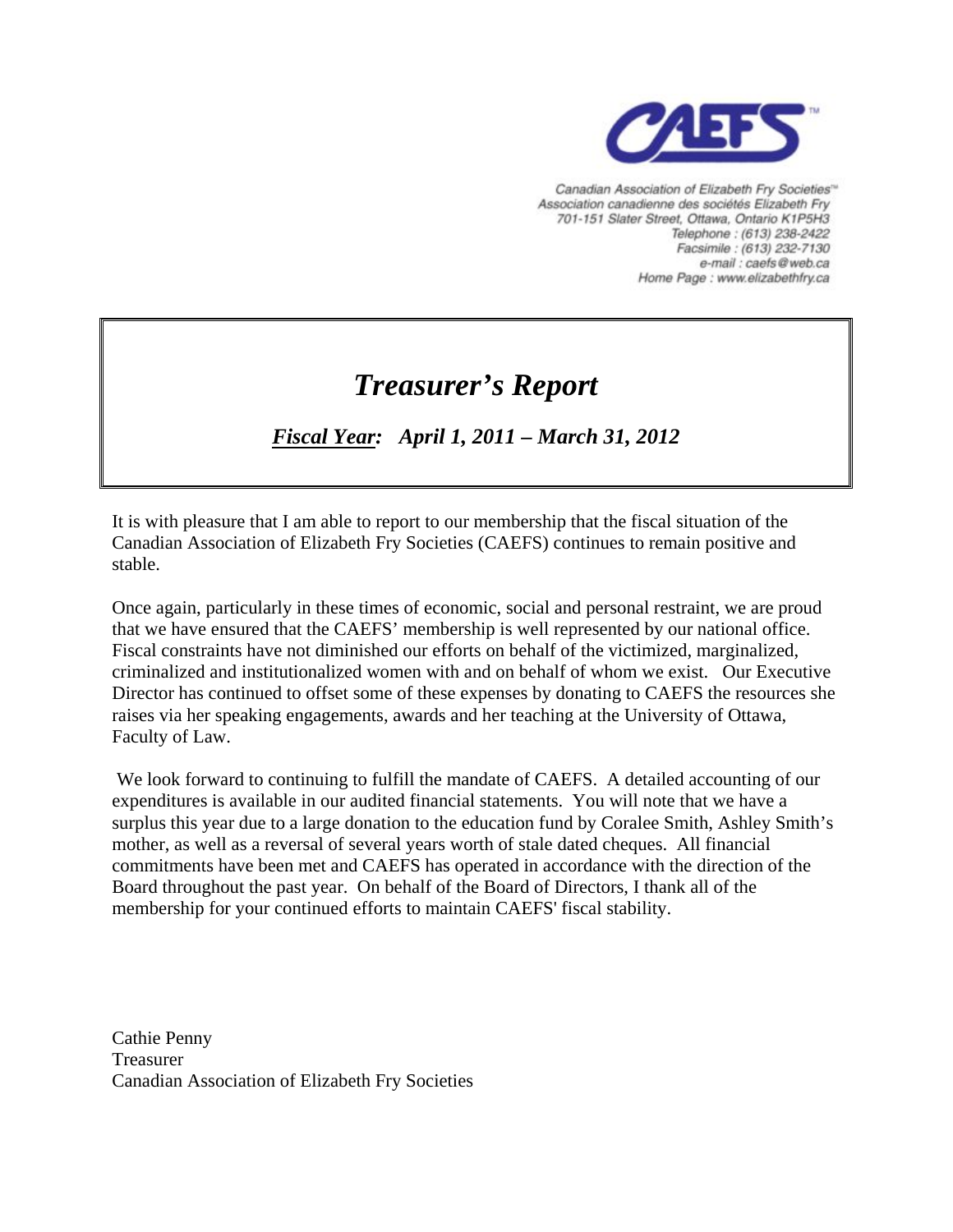**CAEFS**™

Canadian Association of Elizabeth Fry Societies™
Association canadienne des sociétés Elizabeth Fry
701-151 Slater Street, Ottawa, Ontario K1P5H3
Telephone : (613) 238-2422
Facsimile : (613) 232-7130
e-mail : caefs@web.ca
Home Page : www.elizabethfry.ca

# *Treasurer's Report*

***__Fiscal Year:__*** ***April 1, 2011 – March 31, 2012***

It is with pleasure that I am able to report to our membership that the fiscal situation of the Canadian Association of Elizabeth Fry Societies (CAEFS) continues to remain positive and stable.

Once again, particularly in these times of economic, social and personal restraint, we are proud that we have ensured that the CAEFS' membership is well represented by our national office. Fiscal constraints have not diminished our efforts on behalf of the victimized, marginalized, criminalized and institutionalized women with and on behalf of whom we exist. Our Executive Director has continued to offset some of these expenses by donating to CAEFS the resources she raises via her speaking engagements, awards and her teaching at the University of Ottawa, Faculty of Law.

We look forward to continuing to fulfill the mandate of CAEFS. A detailed accounting of our expenditures is available in our audited financial statements. You will note that we have a surplus this year due to a large donation to the education fund by Coralee Smith, Ashley Smith's mother, as well as a reversal of several years worth of stale dated cheques. All financial commitments have been met and CAEFS has operated in accordance with the direction of the Board throughout the past year. On behalf of the Board of Directors, I thank all of the membership for your continued efforts to maintain CAEFS' fiscal stability.

Cathie Penny
Treasurer
Canadian Association of Elizabeth Fry Societies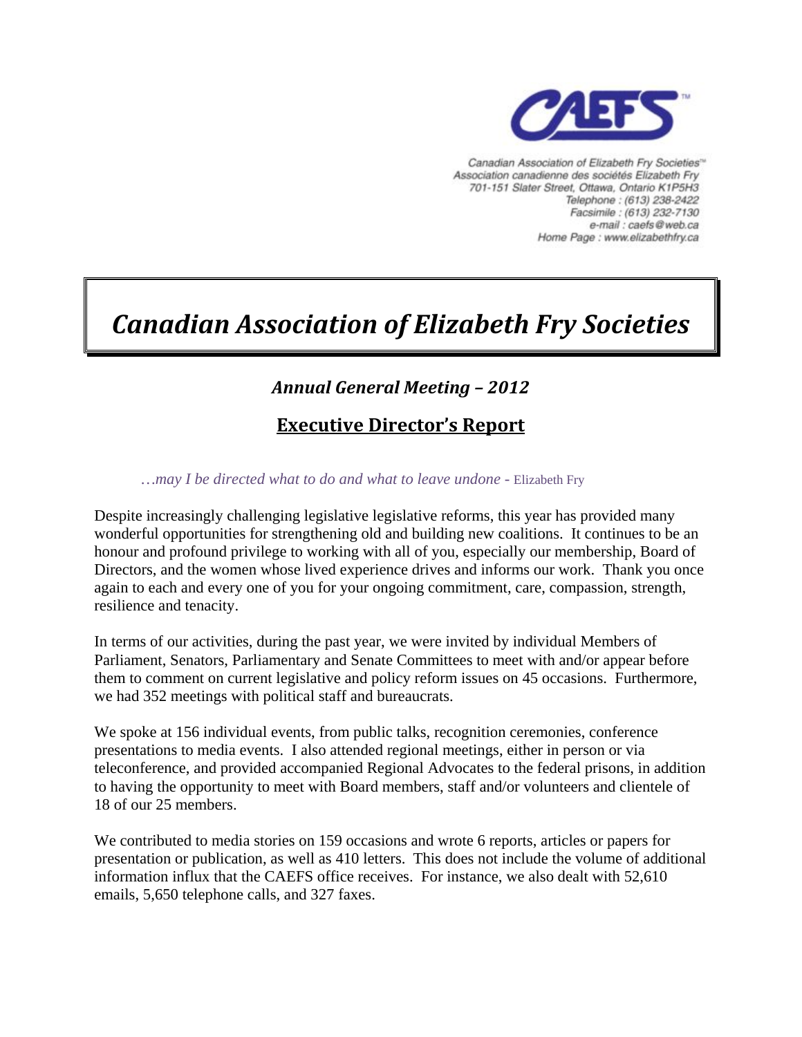Canadian Association of Elizabeth Fry Societies™
Association canadienne des sociétés Elizabeth Fry
701-151 Slater Street, Ottawa, Ontario K1P5H3
Telephone : (613) 238-2422
Facsimile : (613) 232-7130
e-mail : caefs@web.ca
Home Page : www.elizabethfry.ca

# *Canadian Association of Elizabeth Fry Societies*

## *Annual General Meeting – 2012*

## Executive Director's Report

*…may I be directed what to do and what to leave undone* - Elizabeth Fry

Despite increasingly challenging legislative legislative reforms, this year has provided many wonderful opportunities for strengthening old and building new coalitions. It continues to be an honour and profound privilege to working with all of you, especially our membership, Board of Directors, and the women whose lived experience drives and informs our work. Thank you once again to each and every one of you for your ongoing commitment, care, compassion, strength, resilience and tenacity.

In terms of our activities, during the past year, we were invited by individual Members of Parliament, Senators, Parliamentary and Senate Committees to meet with and/or appear before them to comment on current legislative and policy reform issues on 45 occasions. Furthermore, we had 352 meetings with political staff and bureaucrats.

We spoke at 156 individual events, from public talks, recognition ceremonies, conference presentations to media events. I also attended regional meetings, either in person or via teleconference, and provided accompanied Regional Advocates to the federal prisons, in addition to having the opportunity to meet with Board members, staff and/or volunteers and clientele of 18 of our 25 members.

We contributed to media stories on 159 occasions and wrote 6 reports, articles or papers for presentation or publication, as well as 410 letters. This does not include the volume of additional information influx that the CAEFS office receives. For instance, we also dealt with 52,610 emails, 5,650 telephone calls, and 327 faxes.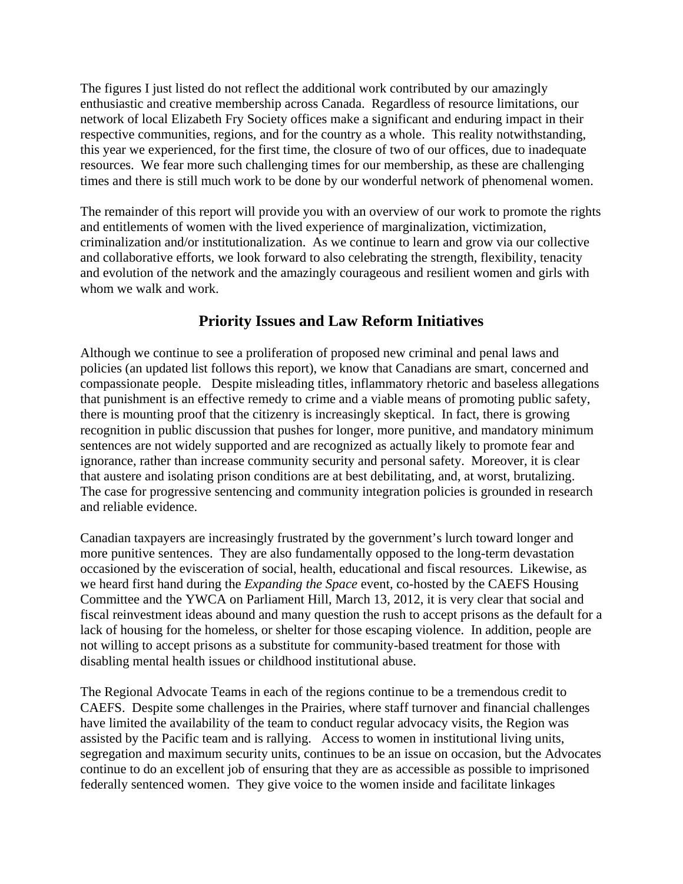The figures I just listed do not reflect the additional work contributed by our amazingly enthusiastic and creative membership across Canada. Regardless of resource limitations, our network of local Elizabeth Fry Society offices make a significant and enduring impact in their respective communities, regions, and for the country as a whole. This reality notwithstanding, this year we experienced, for the first time, the closure of two of our offices, due to inadequate resources. We fear more such challenging times for our membership, as these are challenging times and there is still much work to be done by our wonderful network of phenomenal women.

The remainder of this report will provide you with an overview of our work to promote the rights and entitlements of women with the lived experience of marginalization, victimization, criminalization and/or institutionalization. As we continue to learn and grow via our collective and collaborative efforts, we look forward to also celebrating the strength, flexibility, tenacity and evolution of the network and the amazingly courageous and resilient women and girls with whom we walk and work.

## Priority Issues and Law Reform Initiatives

Although we continue to see a proliferation of proposed new criminal and penal laws and policies (an updated list follows this report), we know that Canadians are smart, concerned and compassionate people. Despite misleading titles, inflammatory rhetoric and baseless allegations that punishment is an effective remedy to crime and a viable means of promoting public safety, there is mounting proof that the citizenry is increasingly skeptical. In fact, there is growing recognition in public discussion that pushes for longer, more punitive, and mandatory minimum sentences are not widely supported and are recognized as actually likely to promote fear and ignorance, rather than increase community security and personal safety. Moreover, it is clear that austere and isolating prison conditions are at best debilitating, and, at worst, brutalizing. The case for progressive sentencing and community integration policies is grounded in research and reliable evidence.

Canadian taxpayers are increasingly frustrated by the government's lurch toward longer and more punitive sentences. They are also fundamentally opposed to the long-term devastation occasioned by the evisceration of social, health, educational and fiscal resources. Likewise, as we heard first hand during the *Expanding the Space* event, co-hosted by the CAEFS Housing Committee and the YWCA on Parliament Hill, March 13, 2012, it is very clear that social and fiscal reinvestment ideas abound and many question the rush to accept prisons as the default for a lack of housing for the homeless, or shelter for those escaping violence. In addition, people are not willing to accept prisons as a substitute for community-based treatment for those with disabling mental health issues or childhood institutional abuse.

The Regional Advocate Teams in each of the regions continue to be a tremendous credit to CAEFS. Despite some challenges in the Prairies, where staff turnover and financial challenges have limited the availability of the team to conduct regular advocacy visits, the Region was assisted by the Pacific team and is rallying. Access to women in institutional living units, segregation and maximum security units, continues to be an issue on occasion, but the Advocates continue to do an excellent job of ensuring that they are as accessible as possible to imprisoned federally sentenced women. They give voice to the women inside and facilitate linkages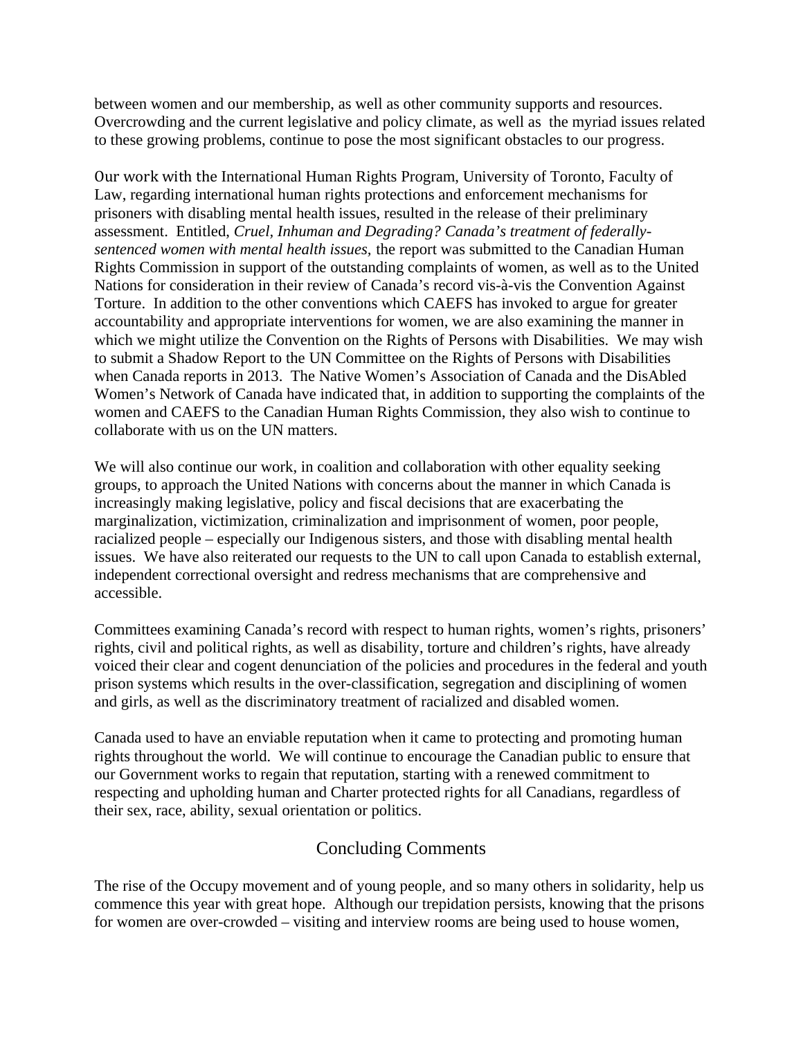between women and our membership, as well as other community supports and resources. Overcrowding and the current legislative and policy climate, as well as the myriad issues related to these growing problems, continue to pose the most significant obstacles to our progress.

Our work with the International Human Rights Program, University of Toronto, Faculty of Law, regarding international human rights protections and enforcement mechanisms for prisoners with disabling mental health issues, resulted in the release of their preliminary assessment. Entitled, *Cruel, Inhuman and Degrading? Canada's treatment of federally-sentenced women with mental health issues,* the report was submitted to the Canadian Human Rights Commission in support of the outstanding complaints of women, as well as to the United Nations for consideration in their review of Canada's record vis-à-vis the Convention Against Torture. In addition to the other conventions which CAEFS has invoked to argue for greater accountability and appropriate interventions for women, we are also examining the manner in which we might utilize the Convention on the Rights of Persons with Disabilities. We may wish to submit a Shadow Report to the UN Committee on the Rights of Persons with Disabilities when Canada reports in 2013. The Native Women's Association of Canada and the DisAbled Women's Network of Canada have indicated that, in addition to supporting the complaints of the women and CAEFS to the Canadian Human Rights Commission, they also wish to continue to collaborate with us on the UN matters.

We will also continue our work, in coalition and collaboration with other equality seeking groups, to approach the United Nations with concerns about the manner in which Canada is increasingly making legislative, policy and fiscal decisions that are exacerbating the marginalization, victimization, criminalization and imprisonment of women, poor people, racialized people – especially our Indigenous sisters, and those with disabling mental health issues. We have also reiterated our requests to the UN to call upon Canada to establish external, independent correctional oversight and redress mechanisms that are comprehensive and accessible.

Committees examining Canada's record with respect to human rights, women's rights, prisoners' rights, civil and political rights, as well as disability, torture and children's rights, have already voiced their clear and cogent denunciation of the policies and procedures in the federal and youth prison systems which results in the over-classification, segregation and disciplining of women and girls, as well as the discriminatory treatment of racialized and disabled women.

Canada used to have an enviable reputation when it came to protecting and promoting human rights throughout the world. We will continue to encourage the Canadian public to ensure that our Government works to regain that reputation, starting with a renewed commitment to respecting and upholding human and Charter protected rights for all Canadians, regardless of their sex, race, ability, sexual orientation or politics.

## Concluding Comments

The rise of the Occupy movement and of young people, and so many others in solidarity, help us commence this year with great hope. Although our trepidation persists, knowing that the prisons for women are over-crowded – visiting and interview rooms are being used to house women,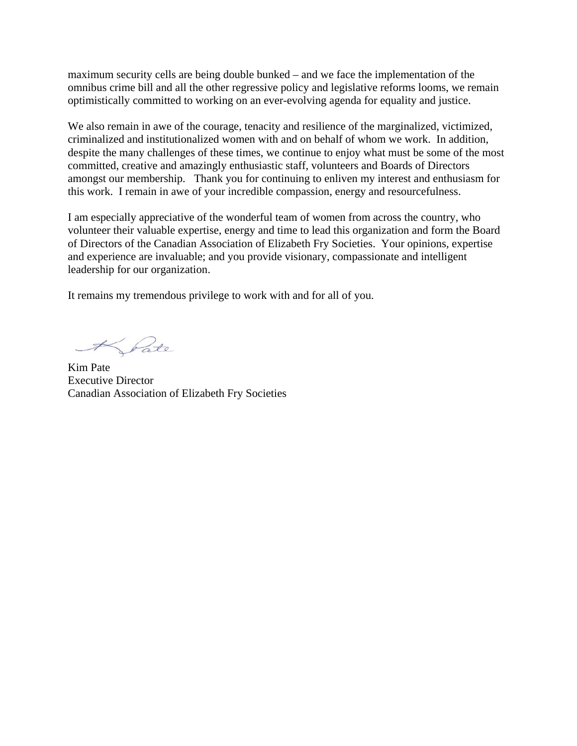maximum security cells are being double bunked – and we face the implementation of the omnibus crime bill and all the other regressive policy and legislative reforms looms, we remain optimistically committed to working on an ever-evolving agenda for equality and justice.

We also remain in awe of the courage, tenacity and resilience of the marginalized, victimized, criminalized and institutionalized women with and on behalf of whom we work. In addition, despite the many challenges of these times, we continue to enjoy what must be some of the most committed, creative and amazingly enthusiastic staff, volunteers and Boards of Directors amongst our membership. Thank you for continuing to enliven my interest and enthusiasm for this work. I remain in awe of your incredible compassion, energy and resourcefulness.

I am especially appreciative of the wonderful team of women from across the country, who volunteer their valuable expertise, energy and time to lead this organization and form the Board of Directors of the Canadian Association of Elizabeth Fry Societies. Your opinions, expertise and experience are invaluable; and you provide visionary, compassionate and intelligent leadership for our organization.

It remains my tremendous privilege to work with and for all of you.

K Pate

Kim Pate
Executive Director
Canadian Association of Elizabeth Fry Societies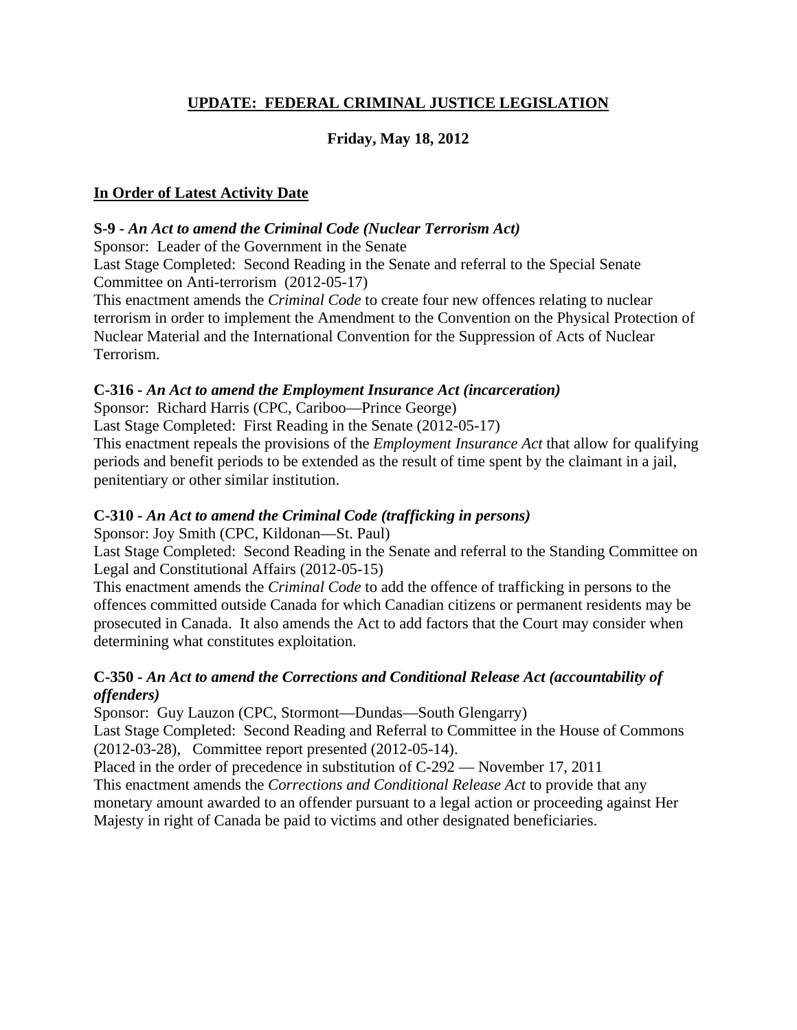## UPDATE: FEDERAL CRIMINAL JUSTICE LEGISLATION

### Friday, May 18, 2012

### In Order of Latest Activity Date

**S-9 - *An Act to amend the Criminal Code (Nuclear Terrorism Act)***
Sponsor: Leader of the Government in the Senate
Last Stage Completed: Second Reading in the Senate and referral to the Special Senate Committee on Anti-terrorism (2012-05-17)
This enactment amends the *Criminal Code* to create four new offences relating to nuclear terrorism in order to implement the Amendment to the Convention on the Physical Protection of Nuclear Material and the International Convention for the Suppression of Acts of Nuclear Terrorism.

**C-316 - *An Act to amend the Employment Insurance Act (incarceration)***
Sponsor: Richard Harris (CPC, Cariboo—Prince George)
Last Stage Completed: First Reading in the Senate (2012-05-17)
This enactment repeals the provisions of the *Employment Insurance Act* that allow for qualifying periods and benefit periods to be extended as the result of time spent by the claimant in a jail, penitentiary or other similar institution.

**C-310 - *An Act to amend the Criminal Code (trafficking in persons)***
Sponsor: Joy Smith (CPC, Kildonan—St. Paul)
Last Stage Completed: Second Reading in the Senate and referral to the Standing Committee on Legal and Constitutional Affairs (2012-05-15)
This enactment amends the *Criminal Code* to add the offence of trafficking in persons to the offences committed outside Canada for which Canadian citizens or permanent residents may be prosecuted in Canada. It also amends the Act to add factors that the Court may consider when determining what constitutes exploitation.

**C-350 - *An Act to amend the Corrections and Conditional Release Act (accountability of offenders)***
Sponsor: Guy Lauzon (CPC, Stormont—Dundas—South Glengarry)
Last Stage Completed: Second Reading and Referral to Committee in the House of Commons (2012-03-28), Committee report presented (2012-05-14).
Placed in the order of precedence in substitution of C-292 — November 17, 2011
This enactment amends the *Corrections and Conditional Release Act* to provide that any monetary amount awarded to an offender pursuant to a legal action or proceeding against Her Majesty in right of Canada be paid to victims and other designated beneficiaries.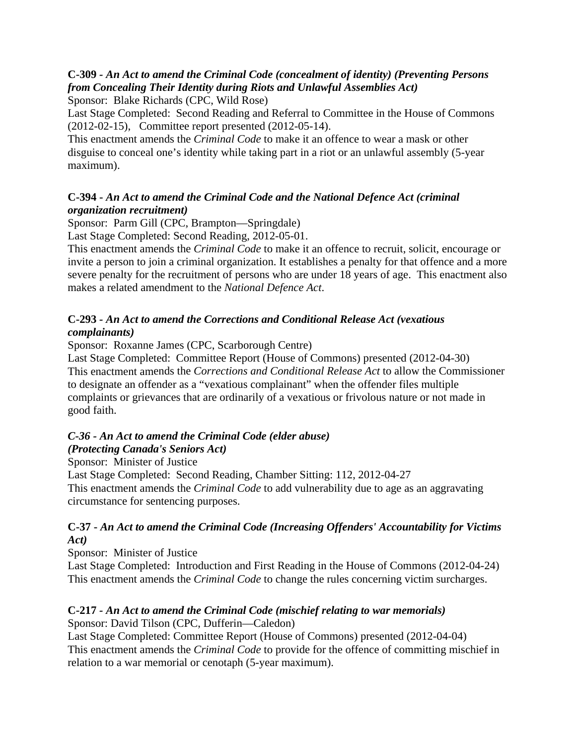**C-309** - ***An Act to amend the Criminal Code (concealment of identity) (Preventing Persons from Concealing Their Identity during Riots and Unlawful Assemblies Act)***

Sponsor: Blake Richards (CPC, Wild Rose)

Last Stage Completed: Second Reading and Referral to Committee in the House of Commons (2012-02-15), Committee report presented (2012-05-14).

This enactment amends the *Criminal Code* to make it an offence to wear a mask or other disguise to conceal one's identity while taking part in a riot or an unlawful assembly (5-year maximum).

**C-394** - ***An Act to amend the Criminal Code and the National Defence Act (criminal organization recruitment)***

Sponsor: Parm Gill (CPC, Brampton—Springdale)

Last Stage Completed: Second Reading, 2012-05-01.

This enactment amends the *Criminal Code* to make it an offence to recruit, solicit, encourage or invite a person to join a criminal organization. It establishes a penalty for that offence and a more severe penalty for the recruitment of persons who are under 18 years of age. This enactment also makes a related amendment to the *National Defence Act*.

**C-293** - ***An Act to amend the Corrections and Conditional Release Act (vexatious complainants)***

Sponsor: Roxanne James (CPC, Scarborough Centre)

Last Stage Completed: Committee Report (House of Commons) presented (2012-04-30)

This enactment amends the *Corrections and Conditional Release Act* to allow the Commissioner to designate an offender as a "vexatious complainant" when the offender files multiple complaints or grievances that are ordinarily of a vexatious or frivolous nature or not made in good faith.

***C-36 - An Act to amend the Criminal Code (elder abuse) (Protecting Canada's Seniors Act)***

Sponsor: Minister of Justice

Last Stage Completed: Second Reading, Chamber Sitting: 112, 2012-04-27

This enactment amends the *Criminal Code* to add vulnerability due to age as an aggravating circumstance for sentencing purposes.

**C-37** - ***An Act to amend the Criminal Code (Increasing Offenders' Accountability for Victims Act)***

Sponsor: Minister of Justice

Last Stage Completed: Introduction and First Reading in the House of Commons (2012-04-24)

This enactment amends the *Criminal Code* to change the rules concerning victim surcharges.

**C-217** - ***An Act to amend the Criminal Code (mischief relating to war memorials)***

Sponsor: David Tilson (CPC, Dufferin—Caledon)

Last Stage Completed: Committee Report (House of Commons) presented (2012-04-04)

This enactment amends the *Criminal Code* to provide for the offence of committing mischief in relation to a war memorial or cenotaph (5-year maximum).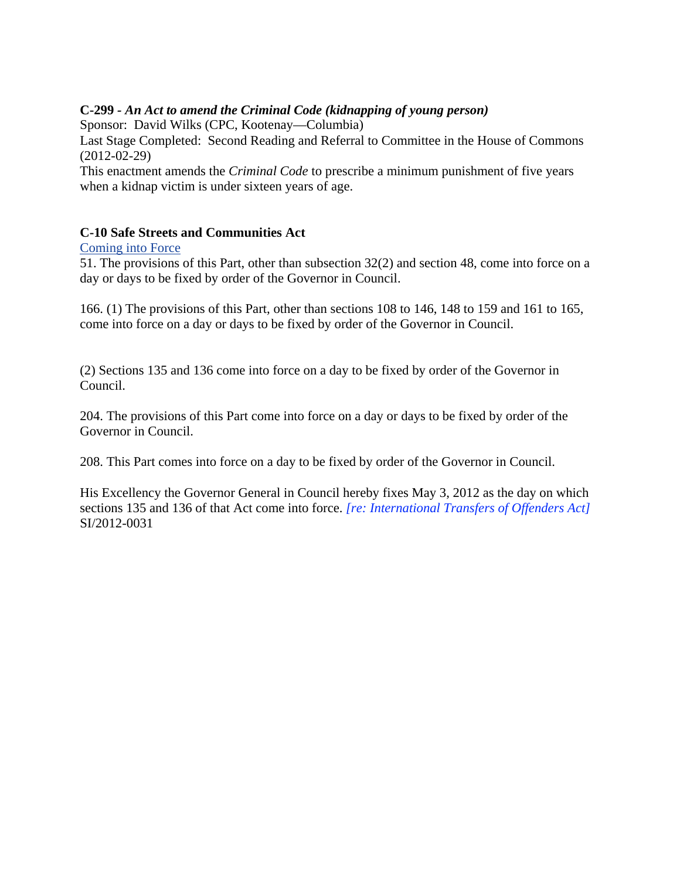**C-299 - *An Act to amend the Criminal Code (kidnapping of young person)***
Sponsor: David Wilks (CPC, Kootenay—Columbia)
Last Stage Completed: Second Reading and Referral to Committee in the House of Commons (2012-02-29)
This enactment amends the *Criminal Code* to prescribe a minimum punishment of five years when a kidnap victim is under sixteen years of age.

**C-10 Safe Streets and Communities Act**

Coming into Force

51. The provisions of this Part, other than subsection 32(2) and section 48, come into force on a day or days to be fixed by order of the Governor in Council.

166. (1) The provisions of this Part, other than sections 108 to 146, 148 to 159 and 161 to 165, come into force on a day or days to be fixed by order of the Governor in Council.

(2) Sections 135 and 136 come into force on a day to be fixed by order of the Governor in Council.

204. The provisions of this Part come into force on a day or days to be fixed by order of the Governor in Council.

208. This Part comes into force on a day to be fixed by order of the Governor in Council.

His Excellency the Governor General in Council hereby fixes May 3, 2012 as the day on which sections 135 and 136 of that Act come into force. *[re: International Transfers of Offenders Act]*
SI/2012-0031